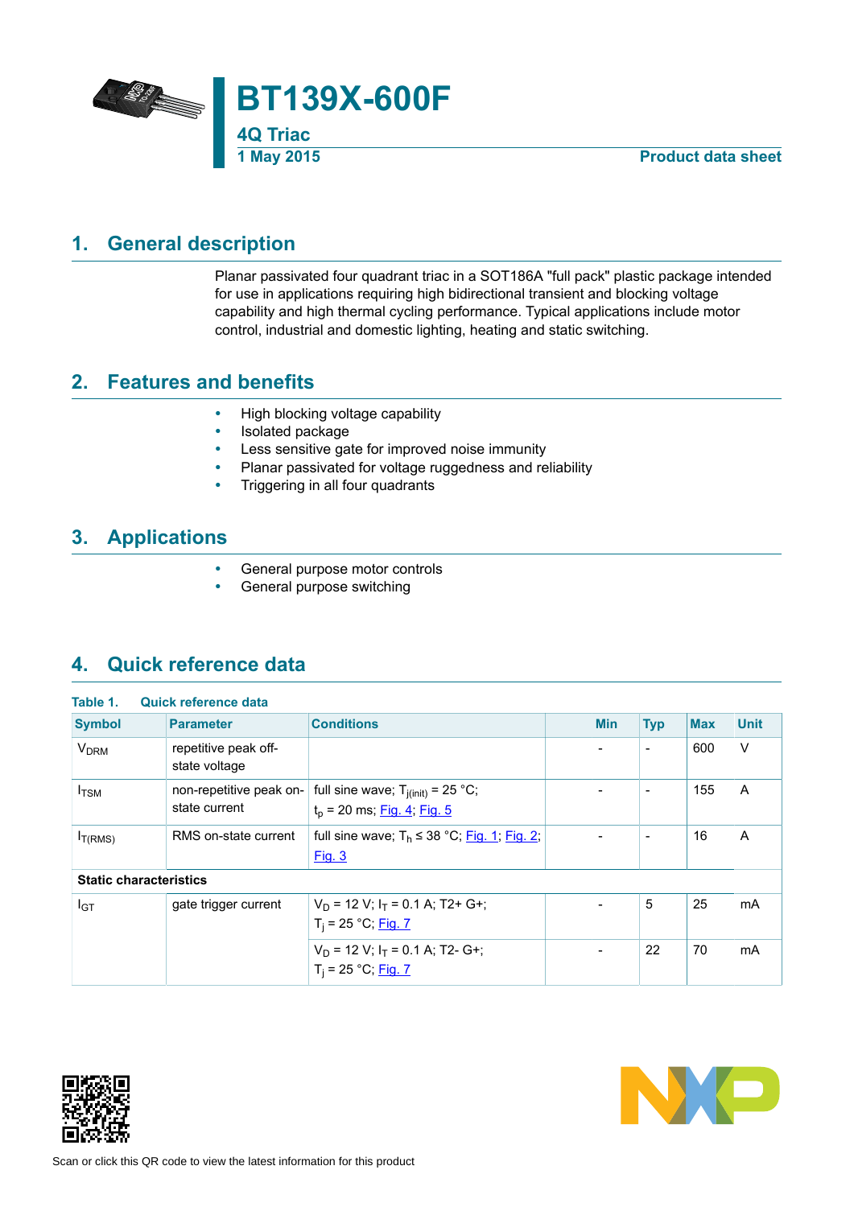# BT139X-600F

**4Q Triac**

1 May 2015 — **Product data sheet**

## 1. General description

Planar passivated four quadrant triac in a SOT186A "full pack" plastic package intended for use in applications requiring high bidirectional transient and blocking voltage capability and high thermal cycling performance. Typical applications include motor control, industrial and domestic lighting, heating and static switching.

## 2. Features and benefits

- High blocking voltage capability
- Isolated package
- Less sensitive gate for improved noise immunity
- Planar passivated for voltage ruggedness and reliability
- Triggering in all four quadrants

## 3. Applications

- General purpose motor controls
- General purpose switching

## 4. Quick reference data

**Table 1. Quick reference data**

| Symbol | Parameter | Conditions | Min | Typ | Max | Unit |
|---|---|---|---|---|---|---|
| $V_{DRM}$ | repetitive peak off-state voltage | | - | - | 600 | V |
| $I_{TSM}$ | non-repetitive peak on-state current | full sine wave; $T_{j(init)}$ = 25 °C; $t_p$ = 20 ms; Fig. 4; Fig. 5 | - | - | 155 | A |
| $I_{T(RMS)}$ | RMS on-state current | full sine wave; $T_h$ ≤ 38 °C; Fig. 1; Fig. 2; Fig. 3 | - | - | 16 | A |
| **Static characteristics** | | | | | | |
| $I_{GT}$ | gate trigger current | $V_D$ = 12 V; $I_T$ = 0.1 A; T2+ G+; $T_j$ = 25 °C; Fig. 7 | - | 5 | 25 | mA |
| | | $V_D$ = 12 V; $I_T$ = 0.1 A; T2- G+; $T_j$ = 25 °C; Fig. 7 | - | 22 | 70 | mA |

Scan or click this QR code to view the latest information for this product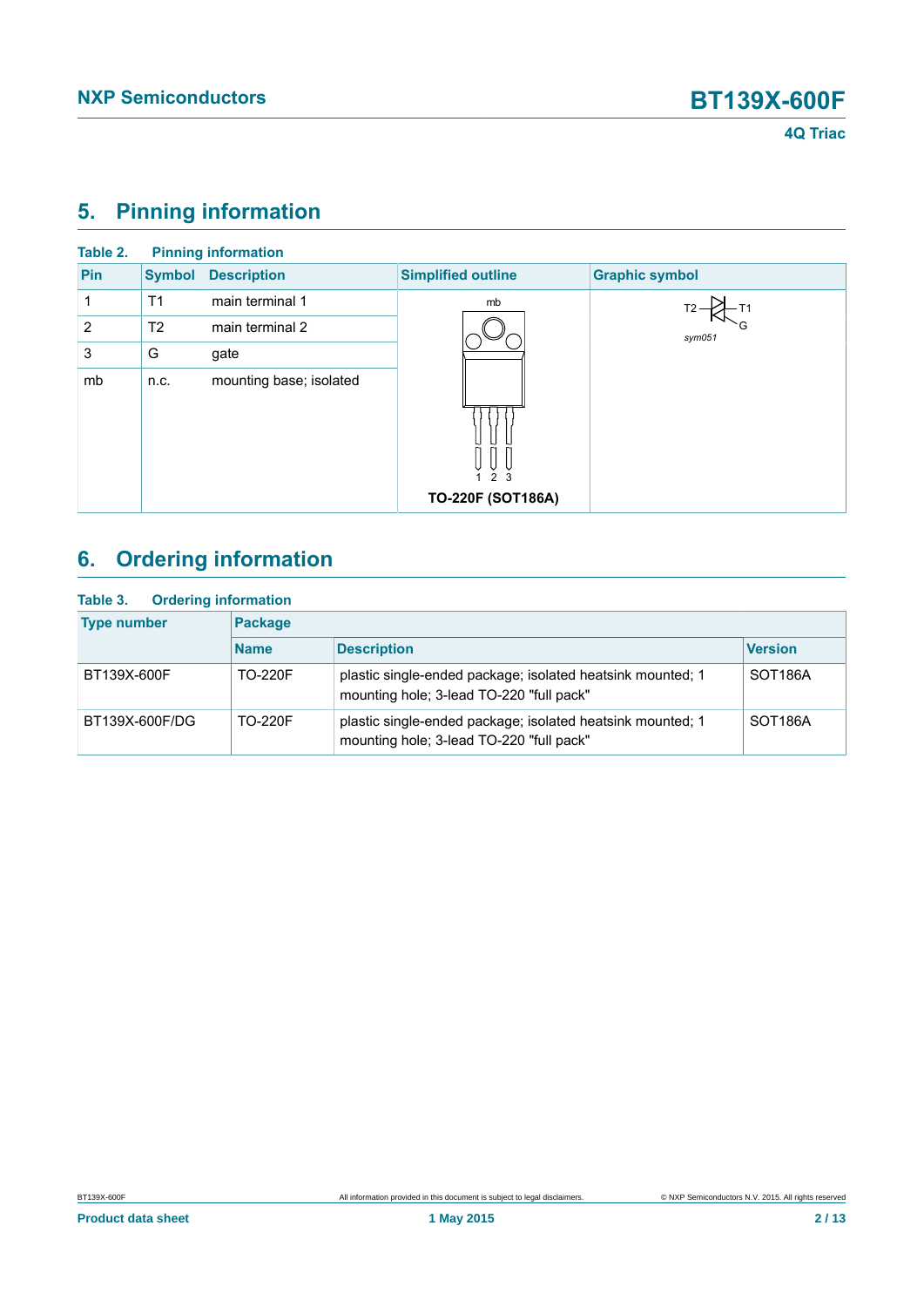## 5. Pinning information

**Table 2. Pinning information**

| Pin | Symbol | Description | Simplified outline | Graphic symbol |
|---|---|---|---|---|
| 1 | T1 | main terminal 1 | TO-220F (SOT186A) | sym051 |
| 2 | T2 | main terminal 2 | | |
| 3 | G | gate | | |
| mb | n.c. | mounting base; isolated | | |

## 6. Ordering information

**Table 3. Ordering information**

| Type number | Package | | |
|---|---|---|---|
| | **Name** | **Description** | **Version** |
| BT139X-600F | TO-220F | plastic single-ended package; isolated heatsink mounted; 1 mounting hole; 3-lead TO-220 "full pack" | SOT186A |
| BT139X-600F/DG | TO-220F | plastic single-ended package; isolated heatsink mounted; 1 mounting hole; 3-lead TO-220 "full pack" | SOT186A |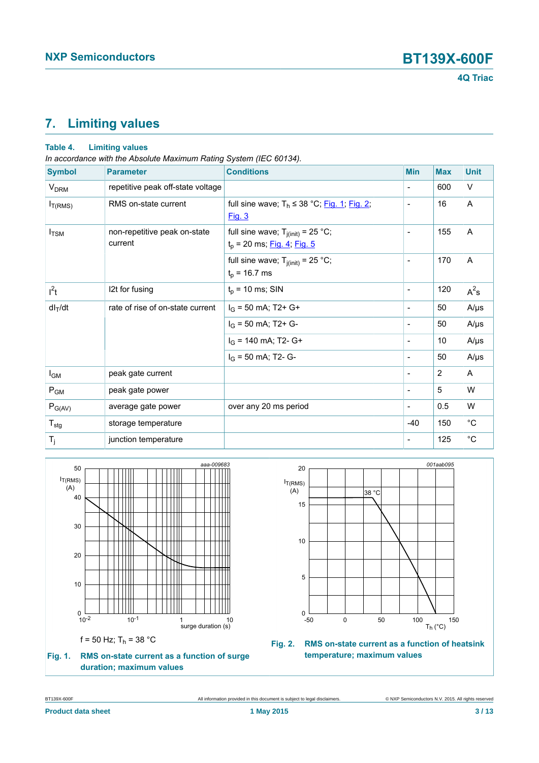## 7. Limiting values

**Table 4. Limiting values**

*In accordance with the Absolute Maximum Rating System (IEC 60134).*

| Symbol | Parameter | Conditions | Min | Max | Unit |
|---|---|---|---|---|---|
| $V_{DRM}$ | repetitive peak off-state voltage | | - | 600 | V |
| $I_{T(RMS)}$ | RMS on-state current | full sine wave; $T_h$ ≤ 38 °C; Fig. 1; Fig. 2; Fig. 3 | - | 16 | A |
| $I_{TSM}$ | non-repetitive peak on-state current | full sine wave; $T_{j(init)}$ = 25 °C; $t_p$ = 20 ms; Fig. 4; Fig. 5 | - | 155 | A |
| | | full sine wave; $T_{j(init)}$ = 25 °C; $t_p$ = 16.7 ms | - | 170 | A |
| $I^2t$ | I2t for fusing | $t_p$ = 10 ms; SIN | - | 120 | $A^2s$ |
| $dI_T/dt$ | rate of rise of on-state current | $I_G$ = 50 mA; T2+ G+ | - | 50 | A/µs |
| | | $I_G$ = 50 mA; T2+ G- | - | 50 | A/µs |
| | | $I_G$ = 140 mA; T2- G+ | - | 10 | A/µs |
| | | $I_G$ = 50 mA; T2- G- | - | 50 | A/µs |
| $I_{GM}$ | peak gate current | | - | 2 | A |
| $P_{GM}$ | peak gate power | | - | 5 | W |
| $P_{G(AV)}$ | average gate power | over any 20 ms period | - | 0.5 | W |
| $T_{stg}$ | storage temperature | | -40 | 150 | °C |
| $T_j$ | junction temperature | | - | 125 | °C |

f = 50 Hz; $T_h$ = 38 °C

**Fig. 1. RMS on-state current as a function of surge duration; maximum values**

**Fig. 2. RMS on-state current as a function of heatsink temperature; maximum values**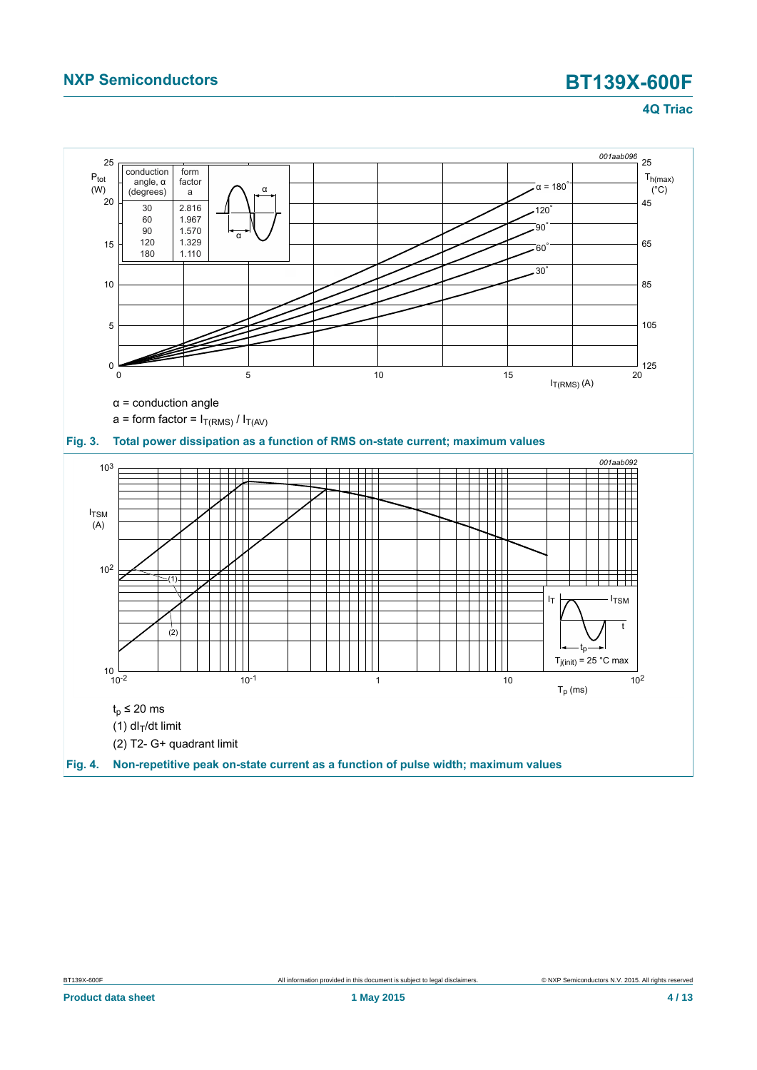| conduction angle, α (degrees) | form factor a |
|---|---|
| 30 | 2.816 |
| 60 | 1.967 |
| 90 | 1.570 |
| 120 | 1.329 |
| 180 | 1.110 |

α = conduction angle

a = form factor = $I_{T(RMS)} / I_{T(AV)}$

**Fig. 3. Total power dissipation as a function of RMS on-state current; maximum values**

$t_p \leq 20$ ms

(1) $dI_T/dt$ limit

(2) T2- G+ quadrant limit

**Fig. 4. Non-repetitive peak on-state current as a function of pulse width; maximum values**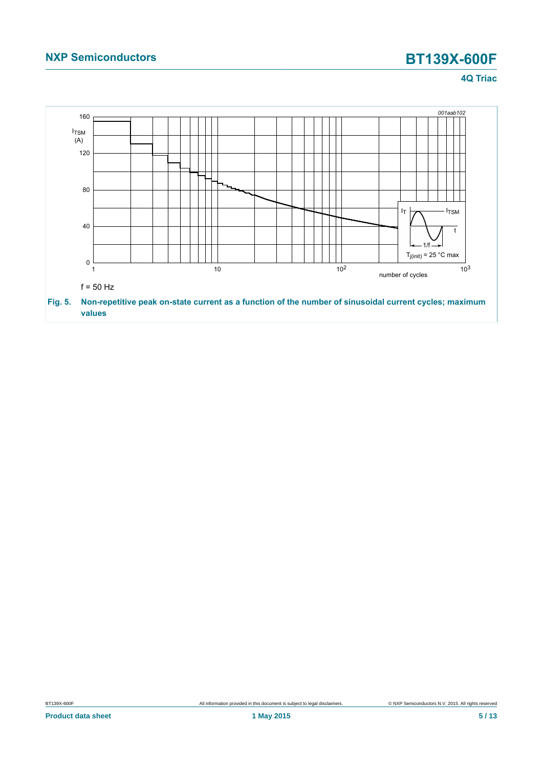f = 50 Hz

**Fig. 5.** Non-repetitive peak on-state current as a function of the number of sinusoidal current cycles; maximum values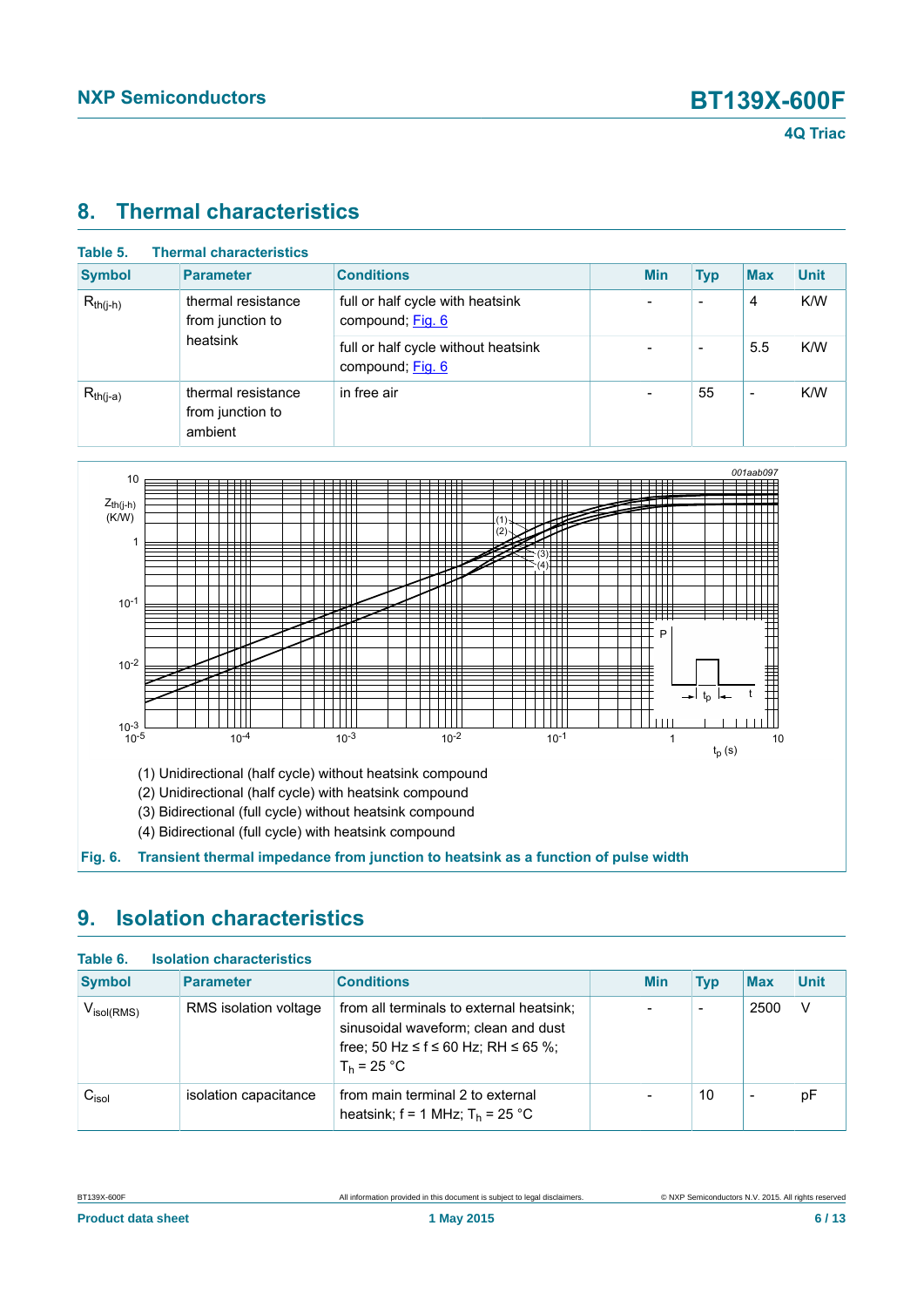## 8. Thermal characteristics

**Table 5. Thermal characteristics**

| Symbol | Parameter | Conditions | Min | Typ | Max | Unit |
|---|---|---|---|---|---|---|
| $R_{th(j-h)}$ | thermal resistance from junction to heatsink | full or half cycle with heatsink compound; Fig. 6 | - | - | 4 | K/W |
| | | full or half cycle without heatsink compound; Fig. 6 | - | - | 5.5 | K/W |
| $R_{th(j-a)}$ | thermal resistance from junction to ambient | in free air | - | 55 | - | K/W |

(1) Unidirectional (half cycle) without heatsink compound

(2) Unidirectional (half cycle) with heatsink compound

(3) Bidirectional (full cycle) without heatsink compound

(4) Bidirectional (full cycle) with heatsink compound

**Fig. 6. Transient thermal impedance from junction to heatsink as a function of pulse width**

## 9. Isolation characteristics

**Table 6. Isolation characteristics**

| Symbol | Parameter | Conditions | Min | Typ | Max | Unit |
|---|---|---|---|---|---|---|
| $V_{isol(RMS)}$ | RMS isolation voltage | from all terminals to external heatsink; sinusoidal waveform; clean and dust free; 50 Hz ≤ f ≤ 60 Hz; RH ≤ 65 %; $T_h$ = 25 °C | - | - | 2500 | V |
| $C_{isol}$ | isolation capacitance | from main terminal 2 to external heatsink; f = 1 MHz; $T_h$ = 25 °C | - | 10 | - | pF |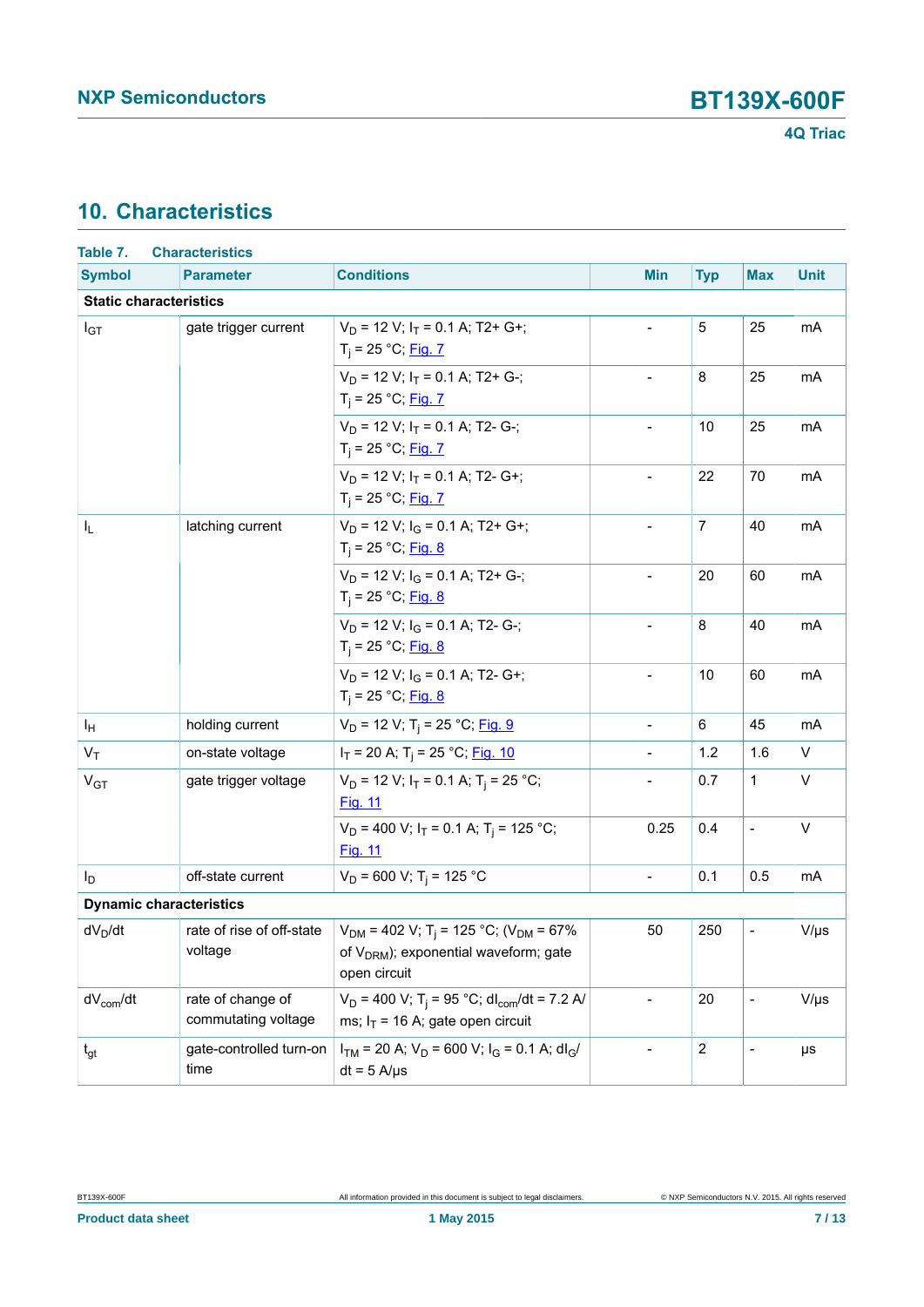## 10. Characteristics

**Table 7. Characteristics**

| Symbol | Parameter | Conditions | Min | Typ | Max | Unit |
|---|---|---|---|---|---|---|
| **Static characteristics** | | | | | | |
| $I_{GT}$ | gate trigger current | $V_D$ = 12 V; $I_T$ = 0.1 A; T2+ G+; $T_j$ = 25 °C; Fig. 7 | - | 5 | 25 | mA |
| | | $V_D$ = 12 V; $I_T$ = 0.1 A; T2+ G-; $T_j$ = 25 °C; Fig. 7 | - | 8 | 25 | mA |
| | | $V_D$ = 12 V; $I_T$ = 0.1 A; T2- G-; $T_j$ = 25 °C; Fig. 7 | - | 10 | 25 | mA |
| | | $V_D$ = 12 V; $I_T$ = 0.1 A; T2- G+; $T_j$ = 25 °C; Fig. 7 | - | 22 | 70 | mA |
| $I_L$ | latching current | $V_D$ = 12 V; $I_G$ = 0.1 A; T2+ G+; $T_j$ = 25 °C; Fig. 8 | - | 7 | 40 | mA |
| | | $V_D$ = 12 V; $I_G$ = 0.1 A; T2+ G-; $T_j$ = 25 °C; Fig. 8 | - | 20 | 60 | mA |
| | | $V_D$ = 12 V; $I_G$ = 0.1 A; T2- G-; $T_j$ = 25 °C; Fig. 8 | - | 8 | 40 | mA |
| | | $V_D$ = 12 V; $I_G$ = 0.1 A; T2- G+; $T_j$ = 25 °C; Fig. 8 | - | 10 | 60 | mA |
| $I_H$ | holding current | $V_D$ = 12 V; $T_j$ = 25 °C; Fig. 9 | - | 6 | 45 | mA |
| $V_T$ | on-state voltage | $I_T$ = 20 A; $T_j$ = 25 °C; Fig. 10 | - | 1.2 | 1.6 | V |
| $V_{GT}$ | gate trigger voltage | $V_D$ = 12 V; $I_T$ = 0.1 A; $T_j$ = 25 °C; Fig. 11 | - | 0.7 | 1 | V |
| | | $V_D$ = 400 V; $I_T$ = 0.1 A; $T_j$ = 125 °C; Fig. 11 | 0.25 | 0.4 | - | V |
| $I_D$ | off-state current | $V_D$ = 600 V; $T_j$ = 125 °C | - | 0.1 | 0.5 | mA |
| **Dynamic characteristics** | | | | | | |
| $dV_D/dt$ | rate of rise of off-state voltage | $V_{DM}$ = 402 V; $T_j$ = 125 °C; ($V_{DM}$ = 67% of $V_{DRM}$); exponential waveform; gate open circuit | 50 | 250 | - | V/µs |
| $dV_{com}/dt$ | rate of change of commutating voltage | $V_D$ = 400 V; $T_j$ = 95 °C; $dI_{com}/dt$ = 7.2 A/ms; $I_T$ = 16 A; gate open circuit | - | 20 | - | V/µs |
| $t_{gt}$ | gate-controlled turn-on time | $I_{TM}$ = 20 A; $V_D$ = 600 V; $I_G$ = 0.1 A; $dI_G/dt$ = 5 A/µs | - | 2 | - | µs |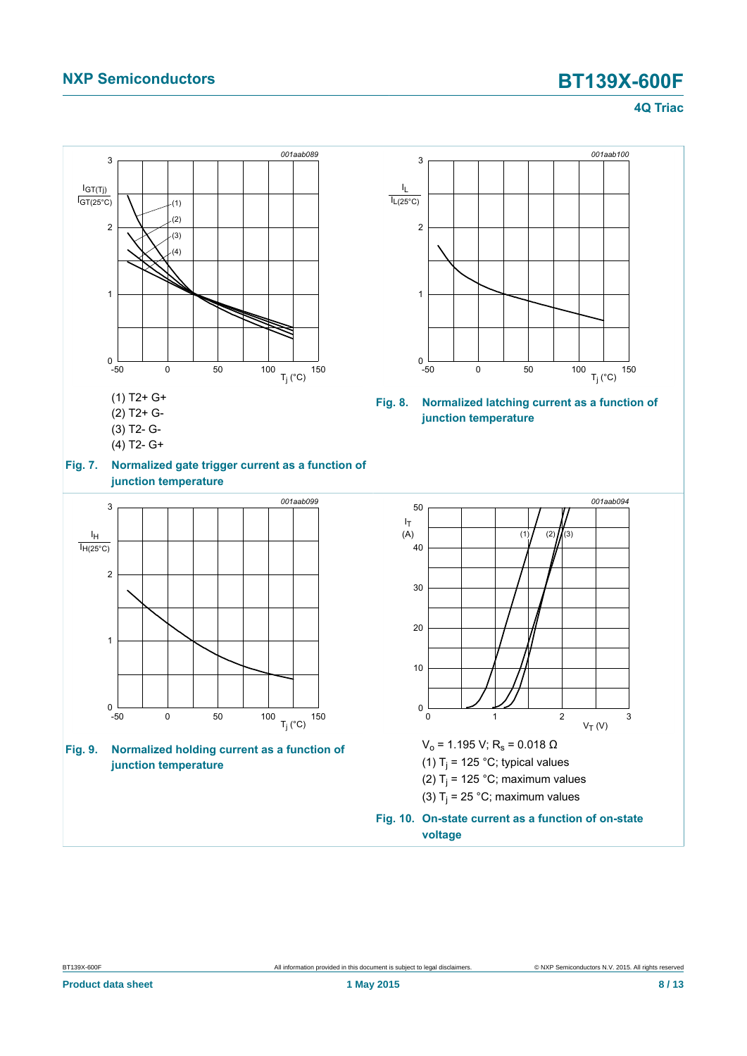(1) T2+ G+

(2) T2+ G-

(3) T2- G-

(4) T2- G+

**Fig. 7. Normalized gate trigger current as a function of junction temperature**

**Fig. 8. Normalized latching current as a function of junction temperature**

**Fig. 9. Normalized holding current as a function of junction temperature**

$V_o$ = 1.195 V; $R_s$ = 0.018 Ω

(1) $T_j$ = 125 °C; typical values

(2) $T_j$ = 125 °C; maximum values

(3) $T_j$ = 25 °C; maximum values

**Fig. 10. On-state current as a function of on-state voltage**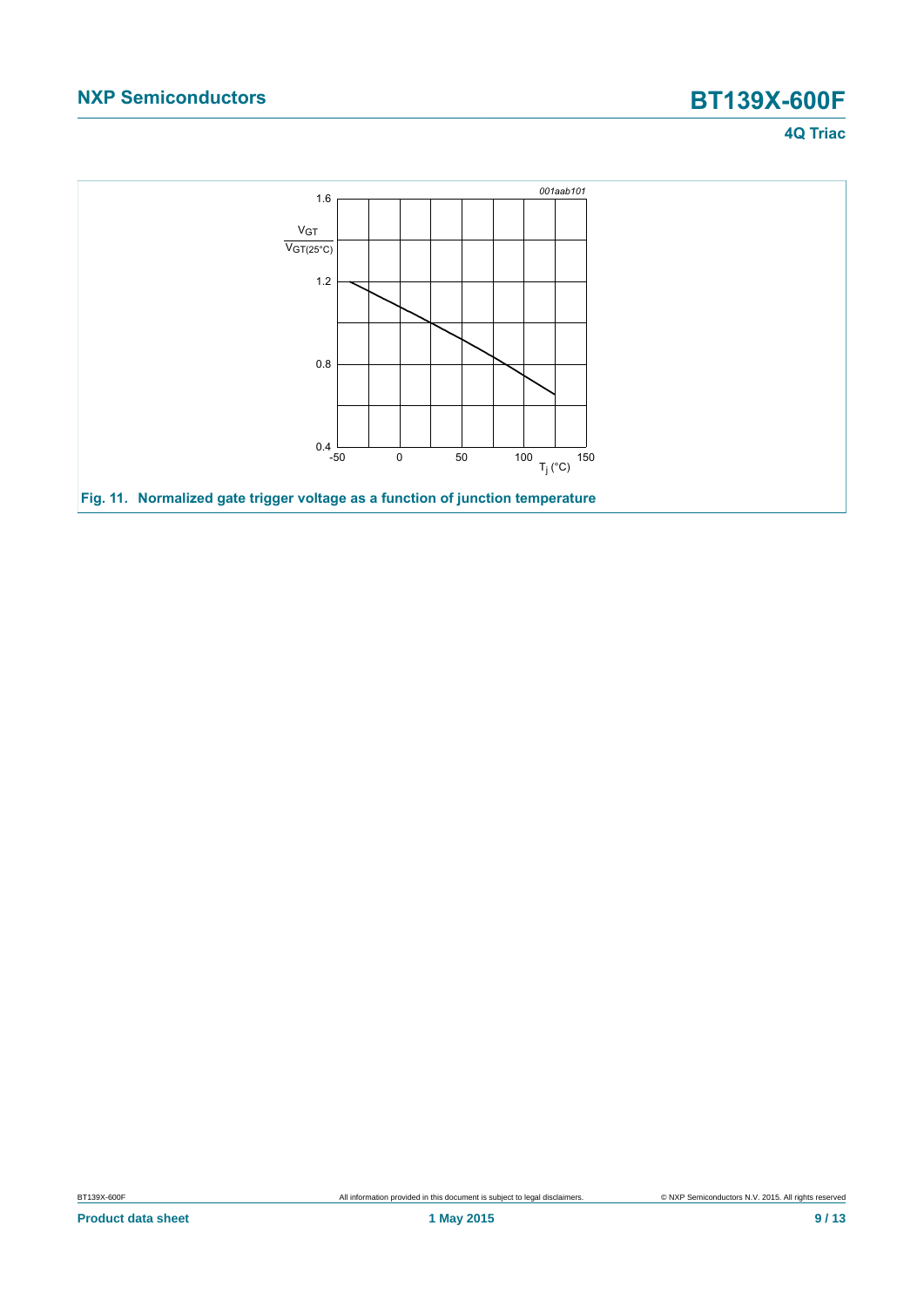Fig. 11. Normalized gate trigger voltage as a function of junction temperature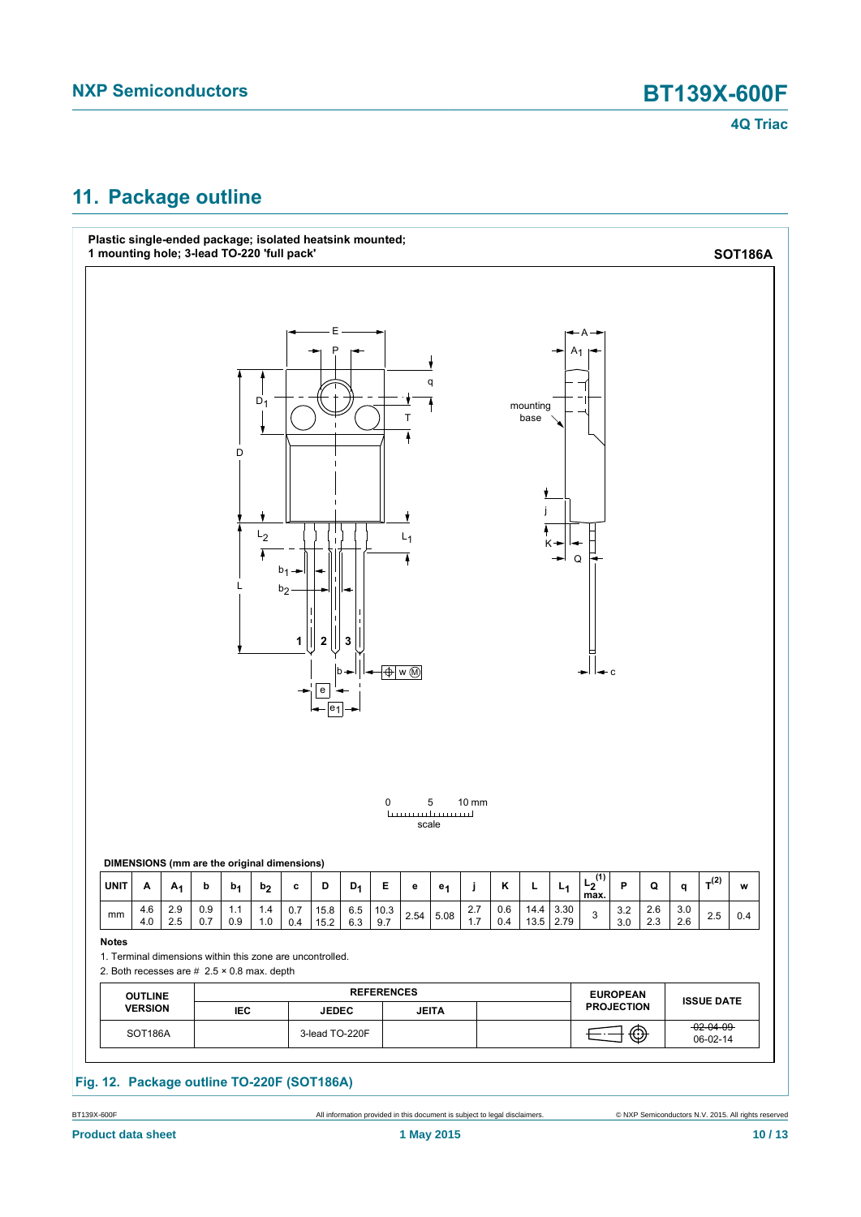## 11. Package outline

**Plastic single-ended package; isolated heatsink mounted; 1 mounting hole; 3-lead TO-220 'full pack'** **SOT186A**

**DIMENSIONS (mm are the original dimensions)**

| UNIT | A | $A_1$ | b | $b_1$ | $b_2$ | c | D | $D_1$ | E | e | $e_1$ | j | K | L | $L_1$ | $L_2$[(1)] max. | P | Q | q | T[(2)] | w |
|---|---|---|---|---|---|---|---|---|---|---|---|---|---|---|---|---|---|---|---|---|---|
| mm | 4.6 4.0 | 2.9 2.5 | 0.9 0.7 | 1.1 0.9 | 1.4 1.0 | 0.7 0.4 | 15.8 15.2 | 6.5 6.3 | 10.3 9.7 | 2.54 | 5.08 | 2.7 1.7 | 0.6 0.4 | 14.4 13.5 | 3.30 2.79 | 3 | 3.2 3.0 | 2.6 2.3 | 3.0 2.6 | 2.5 | 0.4 |

**Notes**

1. Terminal dimensions within this zone are uncontrolled.
2. Both recesses are # 2.5 × 0.8 max. depth

| OUTLINE VERSION | REFERENCES | | | | EUROPEAN PROJECTION | ISSUE DATE |
|---|---|---|---|---|---|---|
| | IEC | JEDEC | JEITA | | | |
| SOT186A | | 3-lead TO-220F | | | | ~~02-04-09~~ 06-02-14 |

**Fig. 12. Package outline TO-220F (SOT186A)**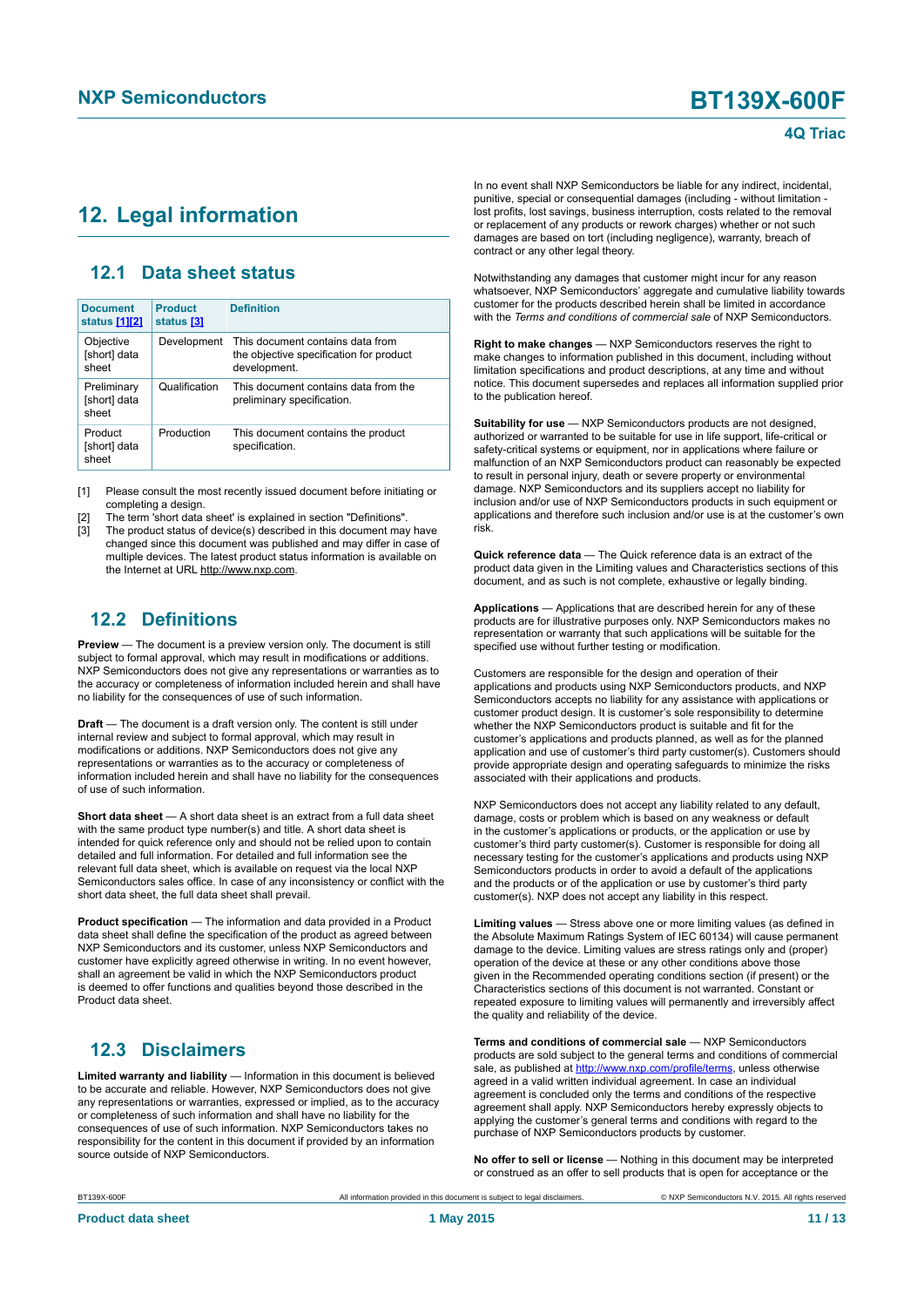# 12. Legal information

## 12.1 Data sheet status

| Document status [1][2] | Product status [3] | Definition |
|---|---|---|
| Objective [short] data sheet | Development | This document contains data from the objective specification for product development. |
| Preliminary [short] data sheet | Qualification | This document contains data from the preliminary specification. |
| Product [short] data sheet | Production | This document contains the product specification. |

[1] Please consult the most recently issued document before initiating or completing a design.

[2] The term 'short data sheet' is explained in section "Definitions".

[3] The product status of device(s) described in this document may have changed since this document was published and may differ in case of multiple devices. The latest product status information is available on the Internet at URL http://www.nxp.com.

## 12.2 Definitions

**Preview** — The document is a preview version only. The document is still subject to formal approval, which may result in modifications or additions. NXP Semiconductors does not give any representations or warranties as to the accuracy or completeness of information included herein and shall have no liability for the consequences of use of such information.

**Draft** — The document is a draft version only. The content is still under internal review and subject to formal approval, which may result in modifications or additions. NXP Semiconductors does not give any representations or warranties as to the accuracy or completeness of information included herein and shall have no liability for the consequences of use of such information.

**Short data sheet** — A short data sheet is an extract from a full data sheet with the same product type number(s) and title. A short data sheet is intended for quick reference only and should not be relied upon to contain detailed and full information. For detailed and full information see the relevant full data sheet, which is available on request via the local NXP Semiconductors sales office. In case of any inconsistency or conflict with the short data sheet, the full data sheet shall prevail.

**Product specification** — The information and data provided in a Product data sheet shall define the specification of the product as agreed between NXP Semiconductors and its customer, unless NXP Semiconductors and customer have explicitly agreed otherwise in writing. In no event however, shall an agreement be valid in which the NXP Semiconductors product is deemed to offer functions and qualities beyond those described in the Product data sheet.

## 12.3 Disclaimers

**Limited warranty and liability** — Information in this document is believed to be accurate and reliable. However, NXP Semiconductors does not give any representations or warranties, expressed or implied, as to the accuracy or completeness of such information and shall have no liability for the consequences of use of such information. NXP Semiconductors takes no responsibility for the content in this document if provided by an information source outside of NXP Semiconductors.

In no event shall NXP Semiconductors be liable for any indirect, incidental, punitive, special or consequential damages (including - without limitation - lost profits, lost savings, business interruption, costs related to the removal or replacement of any products or rework charges) whether or not such damages are based on tort (including negligence), warranty, breach of contract or any other legal theory.

Notwithstanding any damages that customer might incur for any reason whatsoever, NXP Semiconductors' aggregate and cumulative liability towards customer for the products described herein shall be limited in accordance with the *Terms and conditions of commercial sale* of NXP Semiconductors.

**Right to make changes** — NXP Semiconductors reserves the right to make changes to information published in this document, including without limitation specifications and product descriptions, at any time and without notice. This document supersedes and replaces all information supplied prior to the publication hereof.

**Suitability for use** — NXP Semiconductors products are not designed, authorized or warranted to be suitable for use in life support, life-critical or safety-critical systems or equipment, nor in applications where failure or malfunction of an NXP Semiconductors product can reasonably be expected to result in personal injury, death or severe property or environmental damage. NXP Semiconductors and its suppliers accept no liability for inclusion and/or use of NXP Semiconductors products in such equipment or applications and therefore such inclusion and/or use is at the customer's own risk.

**Quick reference data** — The Quick reference data is an extract of the product data given in the Limiting values and Characteristics sections of this document, and as such is not complete, exhaustive or legally binding.

**Applications** — Applications that are described herein for any of these products are for illustrative purposes only. NXP Semiconductors makes no representation or warranty that such applications will be suitable for the specified use without further testing or modification.

Customers are responsible for the design and operation of their applications and products using NXP Semiconductors products, and NXP Semiconductors accepts no liability for any assistance with applications or customer product design. It is customer's sole responsibility to determine whether the NXP Semiconductors product is suitable and fit for the customer's applications and products planned, as well as for the planned application and use of customer's third party customer(s). Customers should provide appropriate design and operating safeguards to minimize the risks associated with their applications and products.

NXP Semiconductors does not accept any liability related to any default, damage, costs or problem which is based on any weakness or default in the customer's applications or products, or the application or use by customer's third party customer(s). Customer is responsible for doing all necessary testing for the customer's applications and products using NXP Semiconductors products in order to avoid a default of the applications and the products or of the application or use by customer's third party customer(s). NXP does not accept any liability in this respect.

**Limiting values** — Stress above one or more limiting values (as defined in the Absolute Maximum Ratings System of IEC 60134) will cause permanent damage to the device. Limiting values are stress ratings only and (proper) operation of the device at these or any other conditions above those given in the Recommended operating conditions section (if present) or the Characteristics sections of this document is not warranted. Constant or repeated exposure to limiting values will permanently and irreversibly affect the quality and reliability of the device.

**Terms and conditions of commercial sale** — NXP Semiconductors products are sold subject to the general terms and conditions of commercial sale, as published at http://www.nxp.com/profile/terms, unless otherwise agreed in a valid written individual agreement. In case an individual agreement is concluded only the terms and conditions of the respective agreement shall apply. NXP Semiconductors hereby expressly objects to applying the customer's general terms and conditions with regard to the purchase of NXP Semiconductors products by customer.

**No offer to sell or license** — Nothing in this document may be interpreted or construed as an offer to sell products that is open for acceptance or the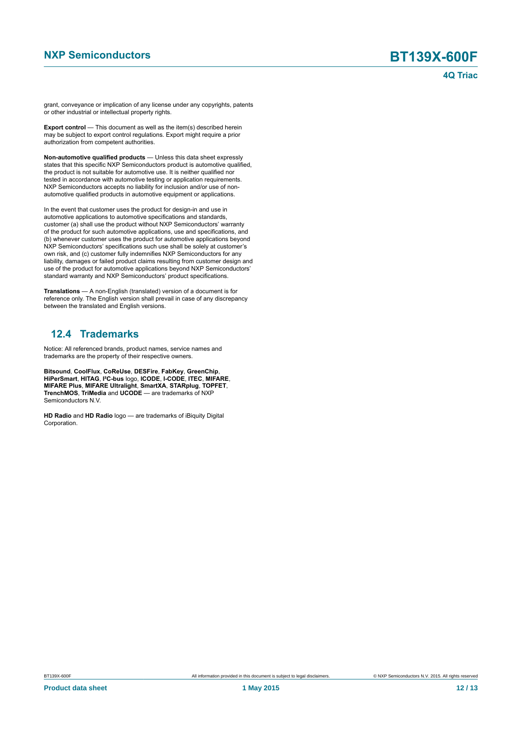grant, conveyance or implication of any license under any copyrights, patents or other industrial or intellectual property rights.

**Export control** — This document as well as the item(s) described herein may be subject to export control regulations. Export might require a prior authorization from competent authorities.

**Non-automotive qualified products** — Unless this data sheet expressly states that this specific NXP Semiconductors product is automotive qualified, the product is not suitable for automotive use. It is neither qualified nor tested in accordance with automotive testing or application requirements. NXP Semiconductors accepts no liability for inclusion and/or use of non-automotive qualified products in automotive equipment or applications.

In the event that customer uses the product for design-in and use in automotive applications to automotive specifications and standards, customer (a) shall use the product without NXP Semiconductors' warranty of the product for such automotive applications, use and specifications, and (b) whenever customer uses the product for automotive applications beyond NXP Semiconductors' specifications such use shall be solely at customer's own risk, and (c) customer fully indemnifies NXP Semiconductors for any liability, damages or failed product claims resulting from customer design and use of the product for automotive applications beyond NXP Semiconductors' standard warranty and NXP Semiconductors' product specifications.

**Translations** — A non-English (translated) version of a document is for reference only. The English version shall prevail in case of any discrepancy between the translated and English versions.

## 12.4 Trademarks

Notice: All referenced brands, product names, service names and trademarks are the property of their respective owners.

**Bitsound**, **CoolFlux**, **CoReUse**, **DESFire**, **FabKey**, **GreenChip**, **HiPerSmart**, **HITAG**, **I²C-bus** logo, **ICODE**, **I-CODE**, **ITEC**, **MIFARE**, **MIFARE Plus**, **MIFARE Ultralight**, **SmartXA**, **STARplug**, **TOPFET**, **TrenchMOS**, **TriMedia** and **UCODE** — are trademarks of NXP Semiconductors N.V.

**HD Radio** and **HD Radio** logo — are trademarks of iBiquity Digital Corporation.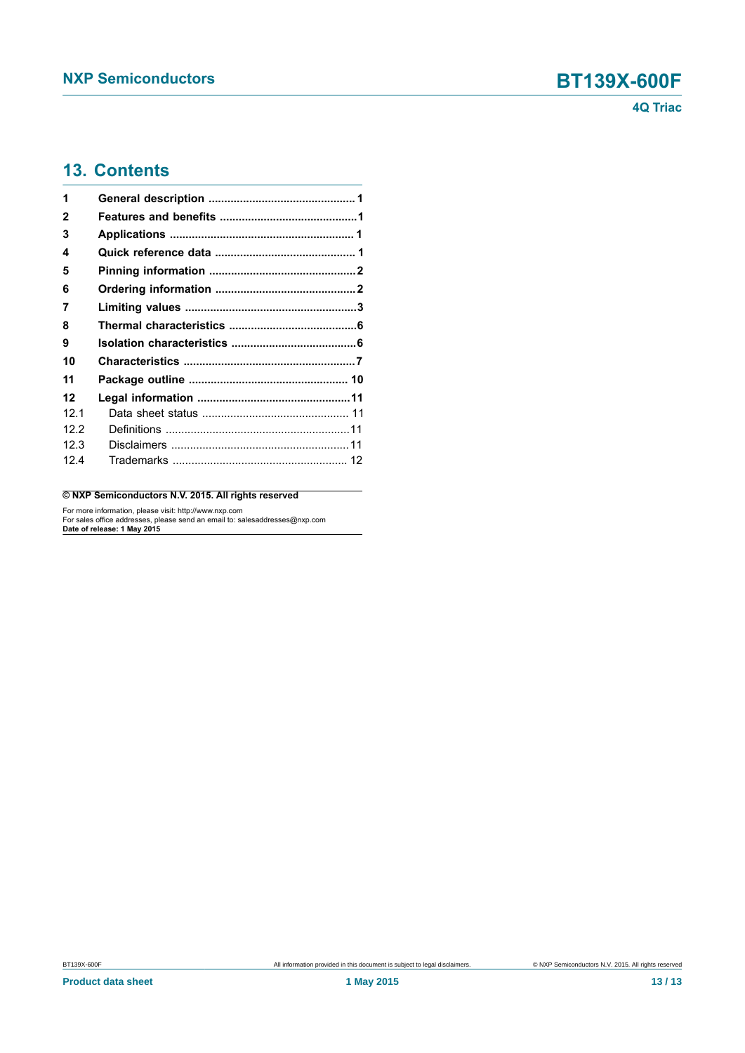## 13. Contents

| | | |
|---|---|---|
| **1** | **General description** | **1** |
| **2** | **Features and benefits** | **1** |
| **3** | **Applications** | **1** |
| **4** | **Quick reference data** | **1** |
| **5** | **Pinning information** | **2** |
| **6** | **Ordering information** | **2** |
| **7** | **Limiting values** | **3** |
| **8** | **Thermal characteristics** | **6** |
| **9** | **Isolation characteristics** | **6** |
| **10** | **Characteristics** | **7** |
| **11** | **Package outline** | **10** |
| **12** | **Legal information** | **11** |
| 12.1 | Data sheet status | 11 |
| 12.2 | Definitions | 11 |
| 12.3 | Disclaimers | 11 |
| 12.4 | Trademarks | 12 |

**© NXP Semiconductors N.V. 2015. All rights reserved**

For more information, please visit: http://www.nxp.com
For sales office addresses, please send an email to: salesaddresses@nxp.com
**Date of release: 1 May 2015**